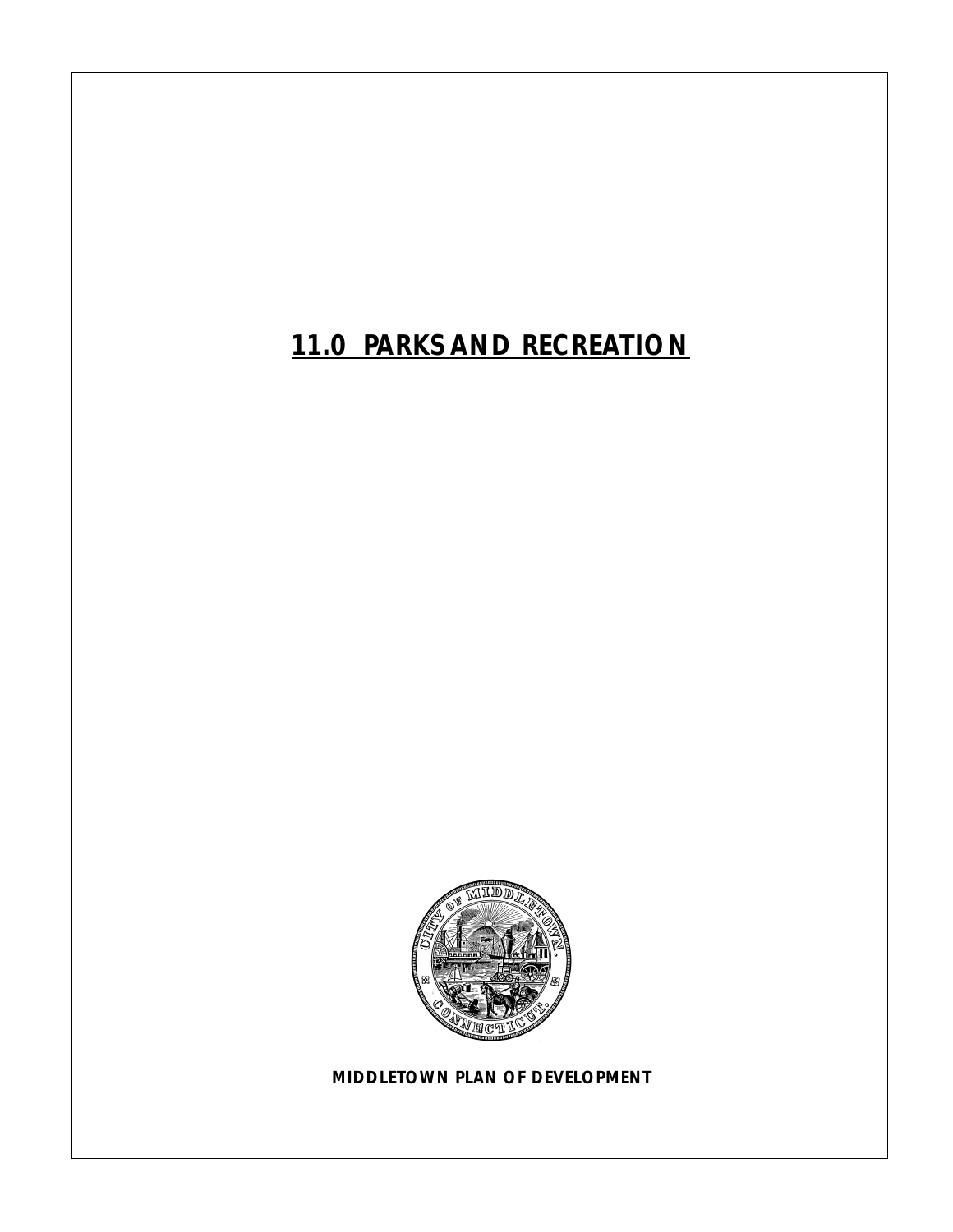# 11.0 PARKS AND RECREATION

**MIDDLETOWN PLAN OF DEVELOPMENT**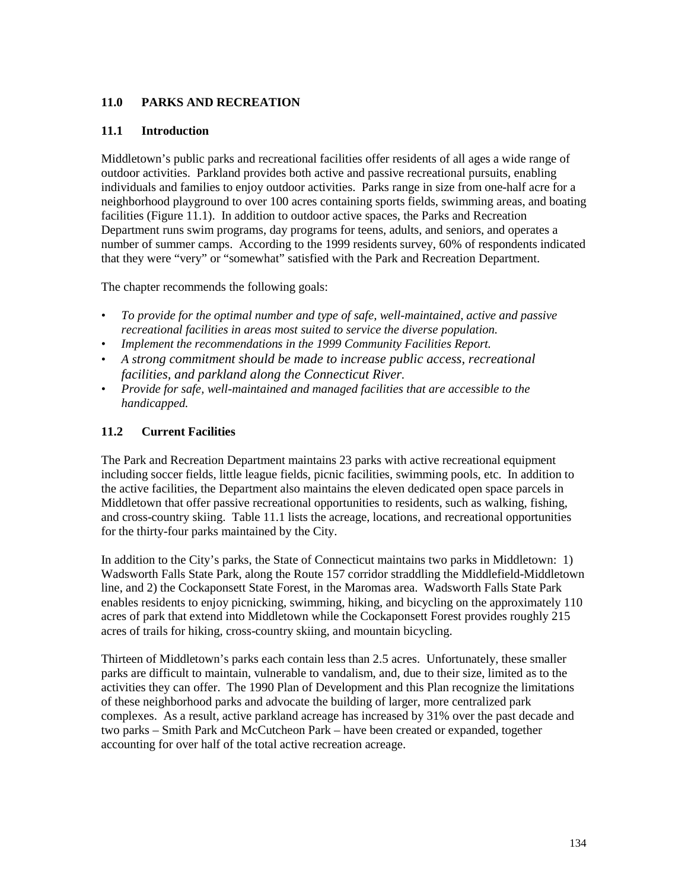## 11.0 PARKS AND RECREATION

### 11.1 Introduction

Middletown's public parks and recreational facilities offer residents of all ages a wide range of outdoor activities. Parkland provides both active and passive recreational pursuits, enabling individuals and families to enjoy outdoor activities. Parks range in size from one-half acre for a neighborhood playground to over 100 acres containing sports fields, swimming areas, and boating facilities (Figure 11.1). In addition to outdoor active spaces, the Parks and Recreation Department runs swim programs, day programs for teens, adults, and seniors, and operates a number of summer camps. According to the 1999 residents survey, 60% of respondents indicated that they were "very" or "somewhat" satisfied with the Park and Recreation Department.

The chapter recommends the following goals:

- *To provide for the optimal number and type of safe, well-maintained, active and passive recreational facilities in areas most suited to service the diverse population.*
- *Implement the recommendations in the 1999 Community Facilities Report.*
- *A strong commitment should be made to increase public access, recreational facilities, and parkland along the Connecticut River.*
- *Provide for safe, well-maintained and managed facilities that are accessible to the handicapped.*

### 11.2 Current Facilities

The Park and Recreation Department maintains 23 parks with active recreational equipment including soccer fields, little league fields, picnic facilities, swimming pools, etc. In addition to the active facilities, the Department also maintains the eleven dedicated open space parcels in Middletown that offer passive recreational opportunities to residents, such as walking, fishing, and cross-country skiing. Table 11.1 lists the acreage, locations, and recreational opportunities for the thirty-four parks maintained by the City.

In addition to the City's parks, the State of Connecticut maintains two parks in Middletown: 1) Wadsworth Falls State Park, along the Route 157 corridor straddling the Middlefield-Middletown line, and 2) the Cockaponsett State Forest, in the Maromas area. Wadsworth Falls State Park enables residents to enjoy picnicking, swimming, hiking, and bicycling on the approximately 110 acres of park that extend into Middletown while the Cockaponsett Forest provides roughly 215 acres of trails for hiking, cross-country skiing, and mountain bicycling.

Thirteen of Middletown's parks each contain less than 2.5 acres. Unfortunately, these smaller parks are difficult to maintain, vulnerable to vandalism, and, due to their size, limited as to the activities they can offer. The 1990 Plan of Development and this Plan recognize the limitations of these neighborhood parks and advocate the building of larger, more centralized park complexes. As a result, active parkland acreage has increased by 31% over the past decade and two parks – Smith Park and McCutcheon Park – have been created or expanded, together accounting for over half of the total active recreation acreage.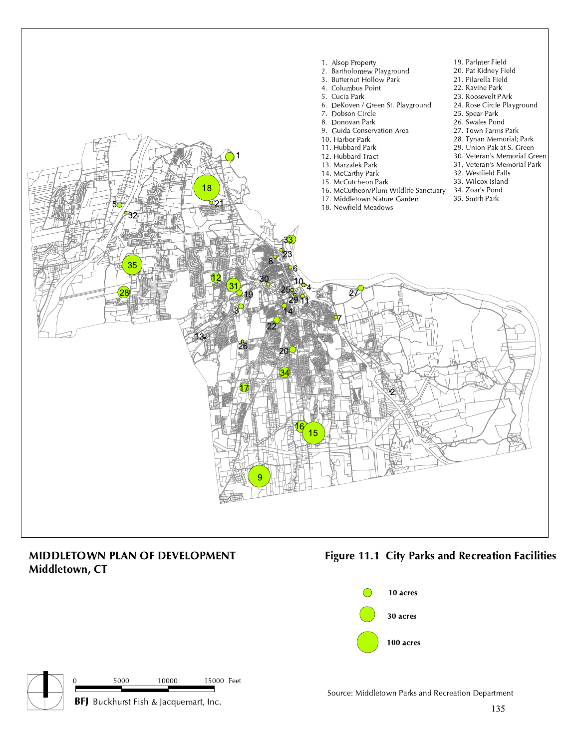1. Alsop Property
2. Bartholomew Playground
3. Butternut Hollow Park
4. Columbus Point
5. Cucia Park
6. DeKoven / Green St. Playground
7. Dobson Circle
8. Donovan Park
9. Guida Conservation Area
10. Harbor Park
11. Hubbard Park
12. Hubbard Tract
13. Marzalek Park
14. McCarthy Park
15. McCutcheon Park
16. McCutheon/Plum Wildlife Sanctuary
17. Middletown Nature Garden
18. Newfield Meadows
19. Parlmer Field
20. Pat Kidney Field
21. Pilarella Field
22. Ravine Park
23. Roosevelt PArk
24. Rose Circle Playground
25. Spear Park
26. Swales Pond
27. Town Farms Park
28. Tynan Memorial; Park
29. Union Pak at S. Green
30. Veteran's Memorial Green
31, Veteran's Memorial Park
32. Westfield Falls
33. Wilcox Island
34. Zoar's Pond
35. Smirh Park

**MIDDLETOWN PLAN OF DEVELOPMENT**
**Middletown, CT**

**Figure 11.1 City Parks and Recreation Facilities**

**10 acres**
**30 acres**
**100 acres**

0 5000 10000 15000 Feet

**BFJ** Buckhurst Fish & Jacquemart, Inc.

Source: Middletown Parks and Recreation Department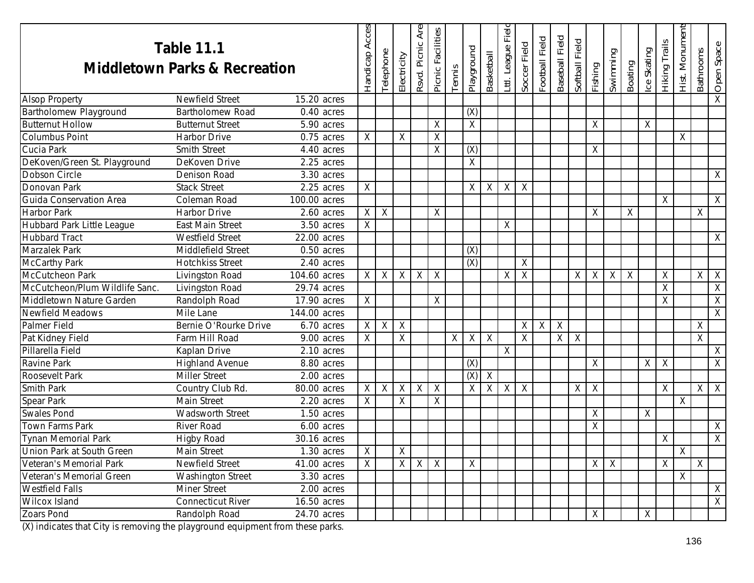| Table 11.1 Middletown Parks & Recreation | | | Handicap Access | Telephone | Electricity | Rsvd. Picnic Area | Picnic Facilities | Tennis | Playground | Basketball | Ltl. League Field | Soccer Field | Football Field | Baseball Field | Softball Field | Fishing | Swimming | Boating | Ice Skating | Hiking Trails | Hist. Monument | Bathrooms | Open Space |
|---|---|---|---|---|---|---|---|---|---|---|---|---|---|---|---|---|---|---|---|---|---|---|---|
| Alsop Property | Newfield Street | 15.20 acres | | | | | | | | | | | | | | | | | | | | | X |
| Bartholomew Playground | Bartholomew Road | 0.40 acres | | | | | | | (X) | | | | | | | | | | | | | | |
| Butternut Hollow | Butternut Street | 5.90 acres | | | | | X | | X | | | | | | | X | | | X | | | | |
| Columbus Point | Harbor Drive | 0.75 acres | X | | X | | X | | | | | | | | | | | | | | X | | |
| Cucia Park | Smith Street | 4.40 acres | | | | | X | | (X) | | | | | | | X | | | | | | | |
| DeKoven/Green St. Playground | DeKoven Drive | 2.25 acres | | | | | | | X | | | | | | | | | | | | | | |
| Dobson Circle | Denison Road | 3.30 acres | | | | | | | | | | | | | | | | | | | | | X |
| Donovan Park | Stack Street | 2.25 acres | X | | | | | | X | X | X | X | | | | | | | | | | | |
| Guida Conservation Area | Coleman Road | 100.00 acres | | | | | | | | | | | | | | | | | | X | | | X |
| Harbor Park | Harbor Drive | 2.60 acres | X | X | | | X | | | | | | | | | X | | X | | | | X | |
| Hubbard Park Little League | East Main Street | 3.50 acres | X | | | | | | | | X | | | | | | | | | | | | |
| Hubbard Tract | Westfield Street | 22.00 acres | | | | | | | | | | | | | | | | | | | | | X |
| Marzalek Park | Middlefield Street | 0.50 acres | | | | | | | (X) | | | | | | | | | | | | | | |
| McCarthy Park | Hotchkiss Street | 2.40 acres | | | | | | | (X) | | | X | | | | | | | | | | | |
| McCutcheon Park | Livingston Road | 104.60 acres | X | X | X | X | X | | | | X | X | | | X | X | X | X | | X | | X | X |
| McCutcheon/Plum Wildlife Sanc. | Livingston Road | 29.74 acres | | | | | | | | | | | | | | | | | | X | | | X |
| Middletown Nature Garden | Randolph Road | 17.90 acres | X | | | | X | | | | | | | | | | | | | X | | | X |
| Newfield Meadows | Mile Lane | 144.00 acres | | | | | | | | | | | | | | | | | | | | | X |
| Palmer Field | Bernie O'Rourke Drive | 6.70 acres | X | X | X | | | | | | | X | X | X | | | | | | | | X | |
| Pat Kidney Field | Farm Hill Road | 9.00 acres | X | | X | | | X | X | X | | X | | X | X | | | | | | | X | |
| Pillarella Field | Kaplan Drive | 2.10 acres | | | | | | | | | X | | | | | | | | | | | | X |
| Ravine Park | Highland Avenue | 8.80 acres | | | | | | | (X) | | | | | | | X | | | X | X | | | X |
| Roosevelt Park | Miller Street | 2.00 acres | | | | | | | (X) | X | | | | | | | | | | | | | |
| Smith Park | Country Club Rd. | 80.00 acres | X | X | X | X | X | | X | X | X | X | | | X | X | | | | X | | X | X |
| Spear Park | Main Street | 2.20 acres | X | | X | | X | | | | | | | | | | | | | | X | | |
| Swales Pond | Wadsworth Street | 1.50 acres | | | | | | | | | | | | | | X | | | X | | | | |
| Town Farms Park | River Road | 6.00 acres | | | | | | | | | | | | | | X | | | | | | | X |
| Tynan Memorial Park | Higby Road | 30.16 acres | | | | | | | | | | | | | | | | | | X | | | X |
| Union Park at South Green | Main Street | 1.30 acres | X | | X | | | | | | | | | | | | | | | | X | | |
| Veteran's Memorial Park | Newfield Street | 41.00 acres | X | | X | X | X | | X | | | | | | | X | X | | | X | | X | |
| Veteran's Memorial Green | Washington Street | 3.30 acres | | | | | | | | | | | | | | | | | | | X | | |
| Westfield Falls | Miner Street | 2.00 acres | | | | | | | | | | | | | | | | | | | | | X |
| Wilcox Island | Connecticut River | 16.50 acres | | | | | | | | | | | | | | | | | | | | | X |
| Zoars Pond | Randolph Road | 24.70 acres | | | | | | | | | | | | | | X | | | X | | | | |

(X) indicates that City is removing the playground equipment from these parks.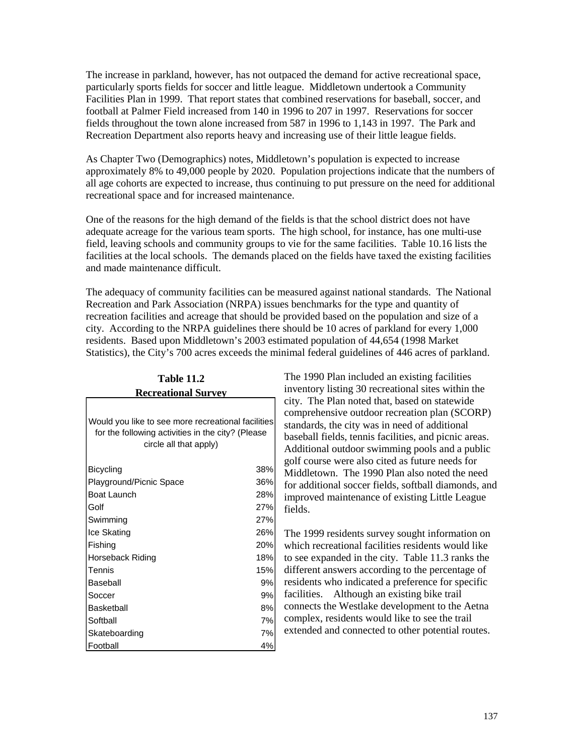The increase in parkland, however, has not outpaced the demand for active recreational space, particularly sports fields for soccer and little league. Middletown undertook a Community Facilities Plan in 1999. That report states that combined reservations for baseball, soccer, and football at Palmer Field increased from 140 in 1996 to 207 in 1997. Reservations for soccer fields throughout the town alone increased from 587 in 1996 to 1,143 in 1997. The Park and Recreation Department also reports heavy and increasing use of their little league fields.

As Chapter Two (Demographics) notes, Middletown's population is expected to increase approximately 8% to 49,000 people by 2020. Population projections indicate that the numbers of all age cohorts are expected to increase, thus continuing to put pressure on the need for additional recreational space and for increased maintenance.

One of the reasons for the high demand of the fields is that the school district does not have adequate acreage for the various team sports. The high school, for instance, has one multi-use field, leaving schools and community groups to vie for the same facilities. Table 10.16 lists the facilities at the local schools. The demands placed on the fields have taxed the existing facilities and made maintenance difficult.

The adequacy of community facilities can be measured against national standards. The National Recreation and Park Association (NRPA) issues benchmarks for the type and quantity of recreation facilities and acreage that should be provided based on the population and size of a city. According to the NRPA guidelines there should be 10 acres of parkland for every 1,000 residents. Based upon Middletown's 2003 estimated population of 44,654 (1998 Market Statistics), the City's 700 acres exceeds the minimal federal guidelines of 446 acres of parkland.

**Table 11.2**
**Recreational Survey**

| Would you like to see more recreational facilities for the following activities in the city? (Please circle all that apply) | |
|---|---|
| Bicycling | 38% |
| Playground/Picnic Space | 36% |
| Boat Launch | 28% |
| Golf | 27% |
| Swimming | 27% |
| Ice Skating | 26% |
| Fishing | 20% |
| Horseback Riding | 18% |
| Tennis | 15% |
| Baseball | 9% |
| Soccer | 9% |
| Basketball | 8% |
| Softball | 7% |
| Skateboarding | 7% |
| Football | 4% |

The 1990 Plan included an existing facilities inventory listing 30 recreational sites within the city. The Plan noted that, based on statewide comprehensive outdoor recreation plan (SCORP) standards, the city was in need of additional baseball fields, tennis facilities, and picnic areas. Additional outdoor swimming pools and a public golf course were also cited as future needs for Middletown. The 1990 Plan also noted the need for additional soccer fields, softball diamonds, and improved maintenance of existing Little League fields.

The 1999 residents survey sought information on which recreational facilities residents would like to see expanded in the city. Table 11.3 ranks the different answers according to the percentage of residents who indicated a preference for specific facilities. Although an existing bike trail connects the Westlake development to the Aetna complex, residents would like to see the trail extended and connected to other potential routes.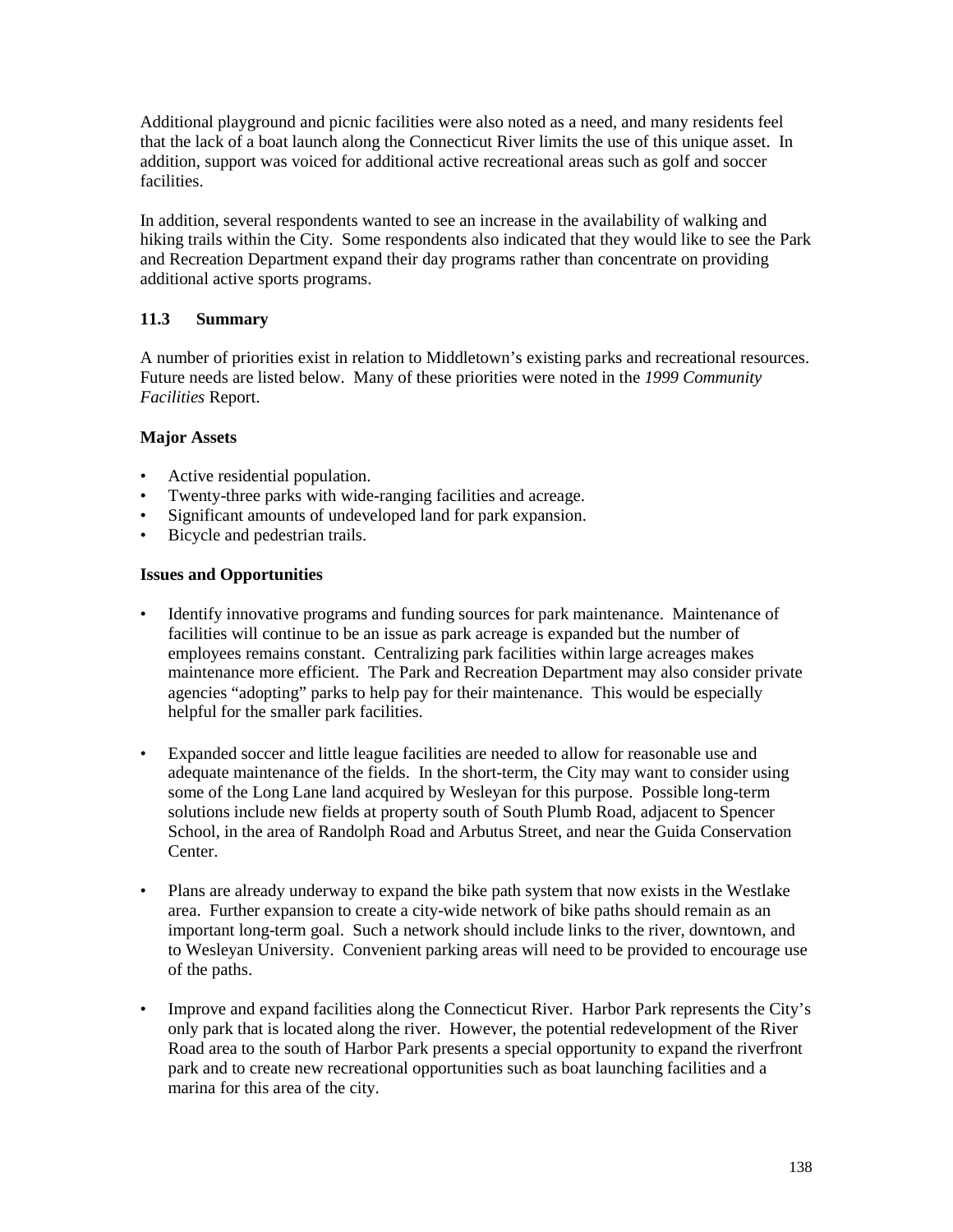Additional playground and picnic facilities were also noted as a need, and many residents feel that the lack of a boat launch along the Connecticut River limits the use of this unique asset. In addition, support was voiced for additional active recreational areas such as golf and soccer facilities.

In addition, several respondents wanted to see an increase in the availability of walking and hiking trails within the City. Some respondents also indicated that they would like to see the Park and Recreation Department expand their day programs rather than concentrate on providing additional active sports programs.

### 11.3 Summary

A number of priorities exist in relation to Middletown's existing parks and recreational resources. Future needs are listed below. Many of these priorities were noted in the *1999 Community Facilities* Report.

**Major Assets**

- Active residential population.
- Twenty-three parks with wide-ranging facilities and acreage.
- Significant amounts of undeveloped land for park expansion.
- Bicycle and pedestrian trails.

**Issues and Opportunities**

- Identify innovative programs and funding sources for park maintenance. Maintenance of facilities will continue to be an issue as park acreage is expanded but the number of employees remains constant. Centralizing park facilities within large acreages makes maintenance more efficient. The Park and Recreation Department may also consider private agencies "adopting" parks to help pay for their maintenance. This would be especially helpful for the smaller park facilities.

- Expanded soccer and little league facilities are needed to allow for reasonable use and adequate maintenance of the fields. In the short-term, the City may want to consider using some of the Long Lane land acquired by Wesleyan for this purpose. Possible long-term solutions include new fields at property south of South Plumb Road, adjacent to Spencer School, in the area of Randolph Road and Arbutus Street, and near the Guida Conservation Center.

- Plans are already underway to expand the bike path system that now exists in the Westlake area. Further expansion to create a city-wide network of bike paths should remain as an important long-term goal. Such a network should include links to the river, downtown, and to Wesleyan University. Convenient parking areas will need to be provided to encourage use of the paths.

- Improve and expand facilities along the Connecticut River. Harbor Park represents the City's only park that is located along the river. However, the potential redevelopment of the River Road area to the south of Harbor Park presents a special opportunity to expand the riverfront park and to create new recreational opportunities such as boat launching facilities and a marina for this area of the city.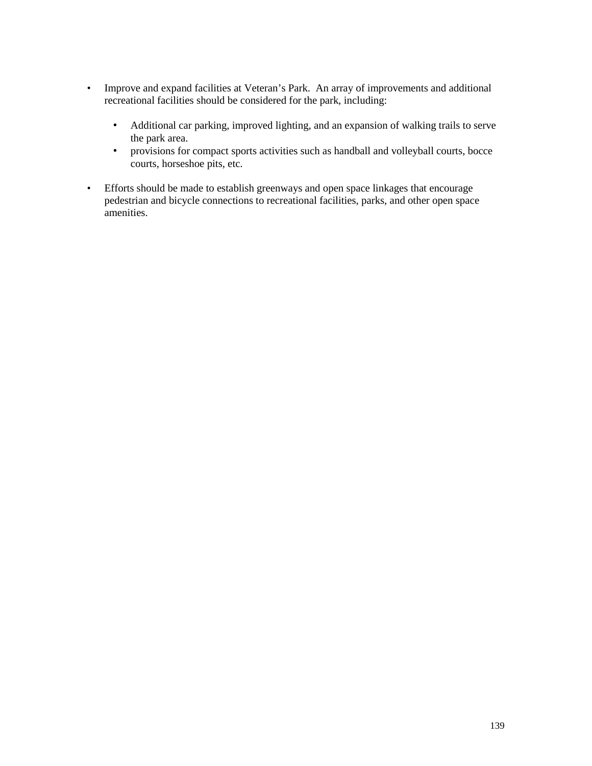- Improve and expand facilities at Veteran's Park. An array of improvements and additional recreational facilities should be considered for the park, including:

  - Additional car parking, improved lighting, and an expansion of walking trails to serve the park area.
  - provisions for compact sports activities such as handball and volleyball courts, bocce courts, horseshoe pits, etc.

- Efforts should be made to establish greenways and open space linkages that encourage pedestrian and bicycle connections to recreational facilities, parks, and other open space amenities.